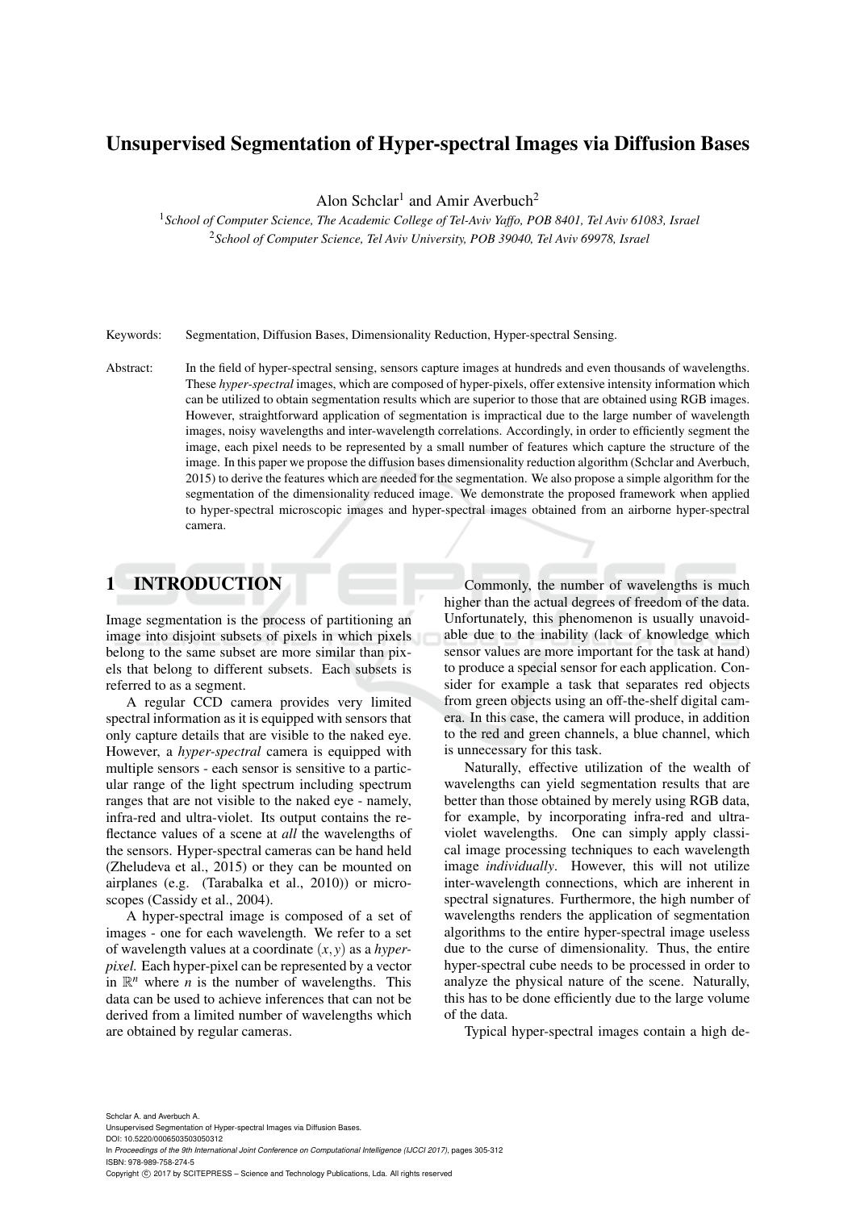# Unsupervised Segmentation of Hyper-spectral Images via Diffusion Bases

Alon Schclar[1] and Amir Averbuch[2]

[1]*School of Computer Science, The Academic College of Tel-Aviv Yaffo, POB 8401, Tel Aviv 61083, Israel*
[2]*School of Computer Science, Tel Aviv University, POB 39040, Tel Aviv 69978, Israel*

Keywords: Segmentation, Diffusion Bases, Dimensionality Reduction, Hyper-spectral Sensing.

Abstract: In the field of hyper-spectral sensing, sensors capture images at hundreds and even thousands of wavelengths. These *hyper-spectral* images, which are composed of hyper-pixels, offer extensive intensity information which can be utilized to obtain segmentation results which are superior to those that are obtained using RGB images. However, straightforward application of segmentation is impractical due to the large number of wavelength images, noisy wavelengths and inter-wavelength correlations. Accordingly, in order to efficiently segment the image, each pixel needs to be represented by a small number of features which capture the structure of the image. In this paper we propose the diffusion bases dimensionality reduction algorithm (Schclar and Averbuch, 2015) to derive the features which are needed for the segmentation. We also propose a simple algorithm for the segmentation of the dimensionality reduced image. We demonstrate the proposed framework when applied to hyper-spectral microscopic images and hyper-spectral images obtained from an airborne hyper-spectral camera.

## 1 INTRODUCTION

Image segmentation is the process of partitioning an image into disjoint subsets of pixels in which pixels belong to the same subset are more similar than pixels that belong to different subsets. Each subsets is referred to as a segment.

A regular CCD camera provides very limited spectral information as it is equipped with sensors that only capture details that are visible to the naked eye. However, a *hyper-spectral* camera is equipped with multiple sensors - each sensor is sensitive to a particular range of the light spectrum including spectrum ranges that are not visible to the naked eye - namely, infra-red and ultra-violet. Its output contains the reflectance values of a scene at *all* the wavelengths of the sensors. Hyper-spectral cameras can be hand held (Zheludeva et al., 2015) or they can be mounted on airplanes (e.g. (Tarabalka et al., 2010)) or microscopes (Cassidy et al., 2004).

A hyper-spectral image is composed of a set of images - one for each wavelength. We refer to a set of wavelength values at a coordinate $(x,y)$ as a *hyper-pixel.* Each hyper-pixel can be represented by a vector in $\mathbb{R}^n$ where $n$ is the number of wavelengths. This data can be used to achieve inferences that can not be derived from a limited number of wavelengths which are obtained by regular cameras.

Commonly, the number of wavelengths is much higher than the actual degrees of freedom of the data. Unfortunately, this phenomenon is usually unavoidable due to the inability (lack of knowledge which sensor values are more important for the task at hand) to produce a special sensor for each application. Consider for example a task that separates red objects from green objects using an off-the-shelf digital camera. In this case, the camera will produce, in addition to the red and green channels, a blue channel, which is unnecessary for this task.

Naturally, effective utilization of the wealth of wavelengths can yield segmentation results that are better than those obtained by merely using RGB data, for example, by incorporating infra-red and ultra-violet wavelengths. One can simply apply classical image processing techniques to each wavelength image *individually*. However, this will not utilize inter-wavelength connections, which are inherent in spectral signatures. Furthermore, the high number of wavelengths renders the application of segmentation algorithms to the entire hyper-spectral image useless due to the curse of dimensionality. Thus, the entire hyper-spectral cube needs to be processed in order to analyze the physical nature of the scene. Naturally, this has to be done efficiently due to the large volume of the data.

Typical hyper-spectral images contain a high de-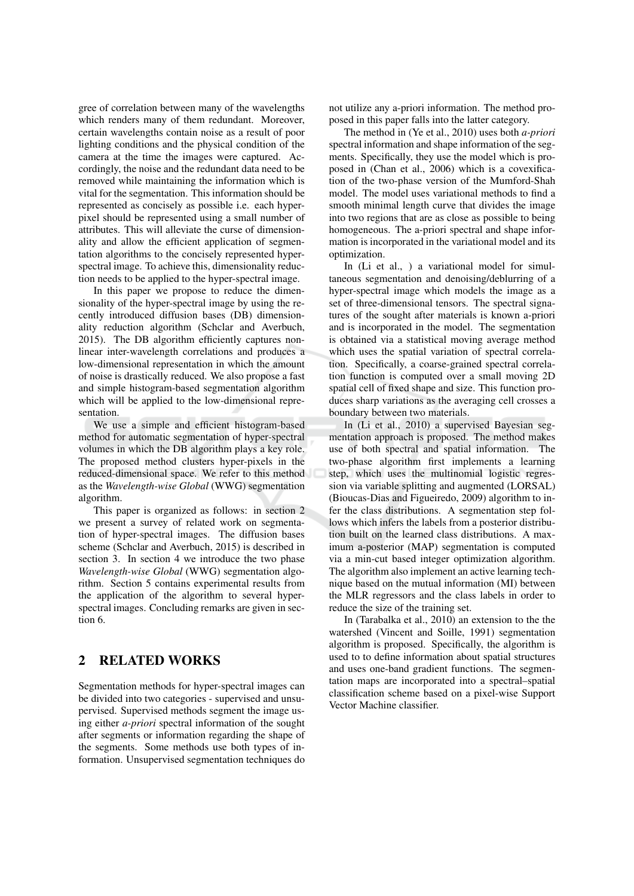gree of correlation between many of the wavelengths which renders many of them redundant. Moreover, certain wavelengths contain noise as a result of poor lighting conditions and the physical condition of the camera at the time the images were captured. Accordingly, the noise and the redundant data need to be removed while maintaining the information which is vital for the segmentation. This information should be represented as concisely as possible i.e. each hyper-pixel should be represented using a small number of attributes. This will alleviate the curse of dimensionality and allow the efficient application of segmentation algorithms to the concisely represented hyper-spectral image. To achieve this, dimensionality reduction needs to be applied to the hyper-spectral image.

In this paper we propose to reduce the dimensionality of the hyper-spectral image by using the recently introduced diffusion bases (DB) dimensionality reduction algorithm (Schclar and Averbuch, 2015). The DB algorithm efficiently captures non-linear inter-wavelength correlations and produces a low-dimensional representation in which the amount of noise is drastically reduced. We also propose a fast and simple histogram-based segmentation algorithm which will be applied to the low-dimensional representation.

We use a simple and efficient histogram-based method for automatic segmentation of hyper-spectral volumes in which the DB algorithm plays a key role. The proposed method clusters hyper-pixels in the reduced-dimensional space. We refer to this method as the *Wavelength-wise Global* (WWG) segmentation algorithm.

This paper is organized as follows: in section 2 we present a survey of related work on segmentation of hyper-spectral images. The diffusion bases scheme (Schclar and Averbuch, 2015) is described in section 3. In section 4 we introduce the two phase *Wavelength-wise Global* (WWG) segmentation algorithm. Section 5 contains experimental results from the application of the algorithm to several hyper-spectral images. Concluding remarks are given in section 6.

## 2 RELATED WORKS

Segmentation methods for hyper-spectral images can be divided into two categories - supervised and unsupervised. Supervised methods segment the image using either *a-priori* spectral information of the sought after segments or information regarding the shape of the segments. Some methods use both types of information. Unsupervised segmentation techniques do not utilize any a-priori information. The method proposed in this paper falls into the latter category.

The method in (Ye et al., 2010) uses both *a-priori* spectral information and shape information of the segments. Specifically, they use the model which is proposed in (Chan et al., 2006) which is a covexification of the two-phase version of the Mumford-Shah model. The model uses variational methods to find a smooth minimal length curve that divides the image into two regions that are as close as possible to being homogeneous. The a-priori spectral and shape information is incorporated in the variational model and its optimization.

In (Li et al., ) a variational model for simultaneous segmentation and denoising/deblurring of a hyper-spectral image which models the image as a set of three-dimensional tensors. The spectral signatures of the sought after materials is known a-priori and is incorporated in the model. The segmentation is obtained via a statistical moving average method which uses the spatial variation of spectral correlation. Specifically, a coarse-grained spectral correlation function is computed over a small moving 2D spatial cell of fixed shape and size. This function produces sharp variations as the averaging cell crosses a boundary between two materials.

In (Li et al., 2010) a supervised Bayesian segmentation approach is proposed. The method makes use of both spectral and spatial information. The two-phase algorithm first implements a learning step, which uses the multinomial logistic regression via variable splitting and augmented (LORSAL) (Bioucas-Dias and Figueiredo, 2009) algorithm to infer the class distributions. A segmentation step follows which infers the labels from a posterior distribution built on the learned class distributions. A maximum a-posterior (MAP) segmentation is computed via a min-cut based integer optimization algorithm. The algorithm also implement an active learning technique based on the mutual information (MI) between the MLR regressors and the class labels in order to reduce the size of the training set.

In (Tarabalka et al., 2010) an extension to the the watershed (Vincent and Soille, 1991) segmentation algorithm is proposed. Specifically, the algorithm is used to to define information about spatial structures and uses one-band gradient functions. The segmentation maps are incorporated into a spectral–spatial classification scheme based on a pixel-wise Support Vector Machine classifier.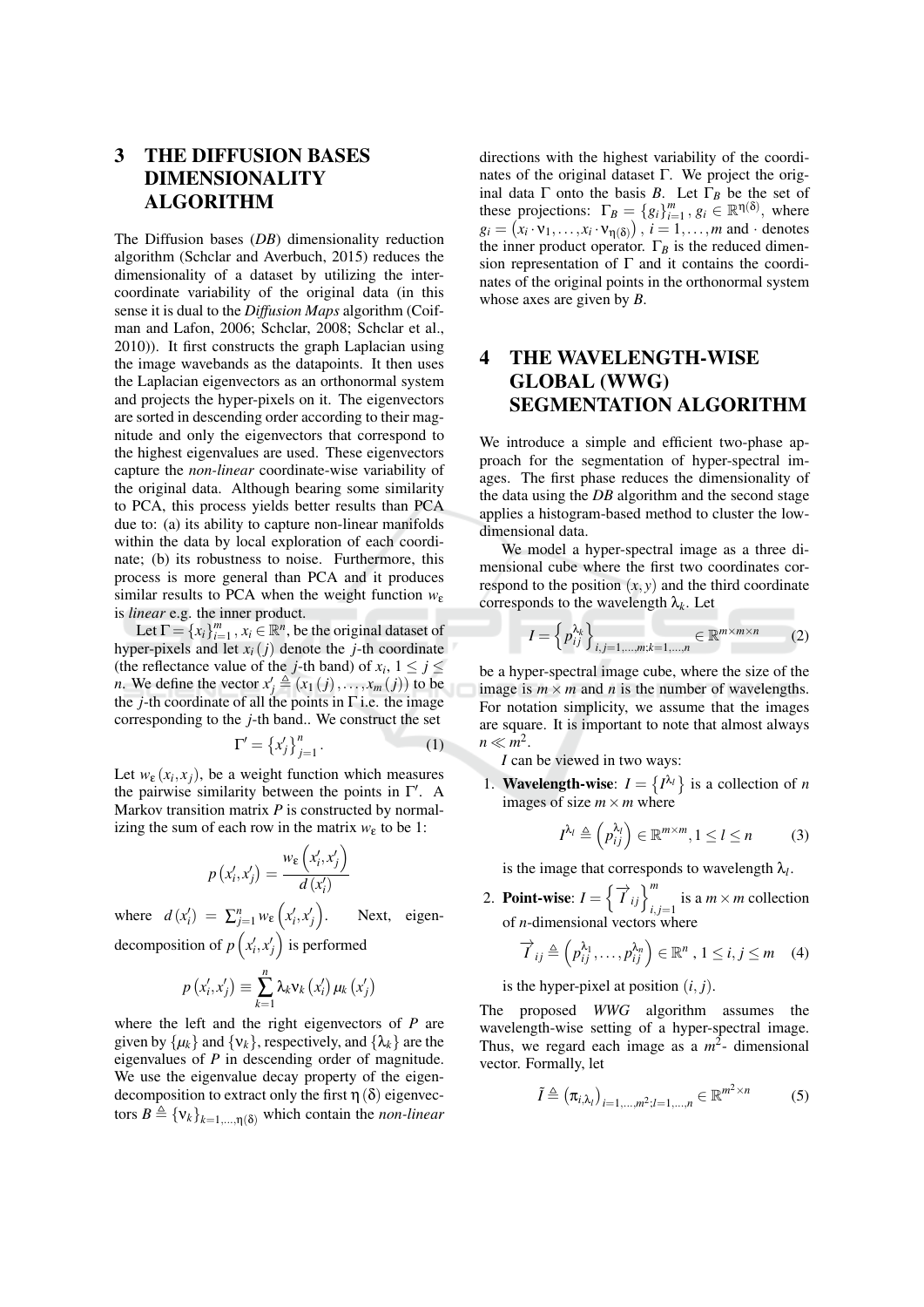# 3 THE DIFFUSION BASES DIMENSIONALITY ALGORITHM

The Diffusion bases (*DB*) dimensionality reduction algorithm (Schclar and Averbuch, 2015) reduces the dimensionality of a dataset by utilizing the inter-coordinate variability of the original data (in this sense it is dual to the *Diffusion Maps* algorithm (Coifman and Lafon, 2006; Schclar, 2008; Schclar et al., 2010)). It first constructs the graph Laplacian using the image wavebands as the datapoints. It then uses the Laplacian eigenvectors as an orthonormal system and projects the hyper-pixels on it. The eigenvectors are sorted in descending order according to their magnitude and only the eigenvectors that correspond to the highest eigenvalues are used. These eigenvectors capture the *non-linear* coordinate-wise variability of the original data. Although bearing some similarity to PCA, this process yields better results than PCA due to: (a) its ability to capture non-linear manifolds within the data by local exploration of each coordinate; (b) its robustness to noise. Furthermore, this process is more general than PCA and it produces similar results to PCA when the weight function $w_\varepsilon$ is *linear* e.g. the inner product.

Let $\Gamma = \{x_i\}_{i=1}^{m}, x_i \in \mathbb{R}^n$, be the original dataset of hyper-pixels and let $x_i(j)$ denote the $j$-th coordinate (the reflectance value of the $j$-th band) of $x_i$, $1 \leq j \leq n$. We define the vector $x'_j \triangleq (x_1(j), \ldots, x_m(j))$ to be the $j$-th coordinate of all the points in $\Gamma$ i.e. the image corresponding to the $j$-th band.. We construct the set

$$\Gamma' = \{x'_j\}_{j=1}^{n}. \tag{1}$$

Let $w_\varepsilon(x_i, x_j)$, be a weight function which measures the pairwise similarity between the points in $\Gamma'$. A Markov transition matrix $P$ is constructed by normalizing the sum of each row in the matrix $w_\varepsilon$ to be 1:

$$p\left(x'_i, x'_j\right) = \frac{w_\varepsilon\left(x'_i, x'_j\right)}{d\left(x'_i\right)}$$

where $d\left(x'_i\right) = \sum_{j=1}^{n} w_\varepsilon\left(x'_i, x'_j\right)$. Next, eigen-decomposition of $p\left(x'_i, x'_j\right)$ is performed

$$p\left(x'_i, x'_j\right) \equiv \sum_{k=1}^{n} \lambda_k \nu_k\left(x'_i\right) \mu_k\left(x'_j\right)$$

where the left and the right eigenvectors of $P$ are given by $\{\mu_k\}$ and $\{\nu_k\}$, respectively, and $\{\lambda_k\}$ are the eigenvalues of $P$ in descending order of magnitude. We use the eigenvalue decay property of the eigen-decomposition to extract only the first $\eta(\delta)$ eigenvectors $B \triangleq \{\nu_k\}_{k=1,\ldots,\eta(\delta)}$ which contain the *non-linear* directions with the highest variability of the coordinates of the original dataset $\Gamma$. We project the original data $\Gamma$ onto the basis $B$. Let $\Gamma_B$ be the set of these projections: $\Gamma_B = \{g_i\}_{i=1}^{m}, g_i \in \mathbb{R}^{\eta(\delta)}$, where $g_i = \left(x_i \cdot \nu_1, \ldots, x_i \cdot \nu_{\eta(\delta)}\right)$, $i = 1, \ldots, m$ and $\cdot$ denotes the inner product operator. $\Gamma_B$ is the reduced dimension representation of $\Gamma$ and it contains the coordinates of the original points in the orthonormal system whose axes are given by $B$.

# 4 THE WAVELENGTH-WISE GLOBAL (WWG) SEGMENTATION ALGORITHM

We introduce a simple and efficient two-phase approach for the segmentation of hyper-spectral images. The first phase reduces the dimensionality of the data using the *DB* algorithm and the second stage applies a histogram-based method to cluster the low-dimensional data.

We model a hyper-spectral image as a three dimensional cube where the first two coordinates correspond to the position $(x, y)$ and the third coordinate corresponds to the wavelength $\lambda_k$. Let

$$I = \left\{p_{ij}^{\lambda_k}\right\}_{i,j=1,\ldots,m;k=1,\ldots,n} \in \mathbb{R}^{m \times m \times n} \tag{2}$$

be a hyper-spectral image cube, where the size of the image is $m \times m$ and $n$ is the number of wavelengths. For notation simplicity, we assume that the images are square. It is important to note that almost always $n \ll m^2$.

$I$ can be viewed in two ways:

1. **Wavelength-wise**: $I = \left\{I^{\lambda_l}\right\}$ is a collection of $n$ images of size $m \times m$ where

$$I^{\lambda_l} \triangleq \left(p_{ij}^{\lambda_l}\right) \in \mathbb{R}^{m \times m}, 1 \leq l \leq n \tag{3}$$

   is the image that corresponds to wavelength $\lambda_l$.

2. **Point-wise**: $I = \left\{\overrightarrow{I}_{ij}\right\}_{i,j=1}^{m}$ is a $m \times m$ collection of $n$-dimensional vectors where

$$\overrightarrow{I}_{ij} \triangleq \left(p_{ij}^{\lambda_1}, \ldots, p_{ij}^{\lambda_n}\right) \in \mathbb{R}^n, 1 \leq i, j \leq m \tag{4}$$

   is the hyper-pixel at position $(i, j)$.

The proposed *WWG* algorithm assumes the wavelength-wise setting of a hyper-spectral image. Thus, we regard each image as a $m^2$- dimensional vector. Formally, let

$$\tilde{I} \triangleq \left(\pi_{i,\lambda_l}\right)_{i=1,\ldots,m^2;l=1,\ldots,n} \in \mathbb{R}^{m^2 \times n} \tag{5}$$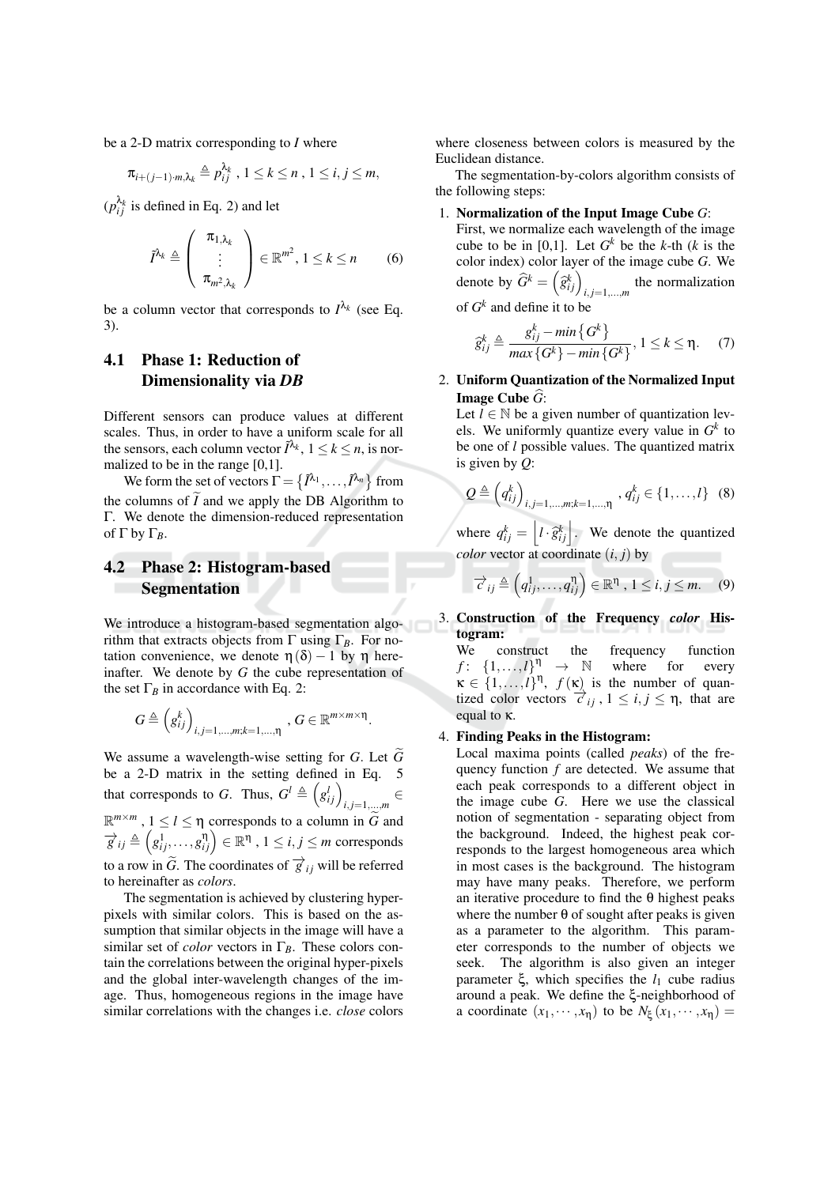be a 2-D matrix corresponding to $I$ where

$$\pi_{i+(j-1)\cdot m,\lambda_k} \triangleq p_{ij}^{\lambda_k} \;,\; 1 \leq k \leq n \;,\; 1 \leq i,j \leq m,$$

($p_{ij}^{\lambda_k}$ is defined in Eq. 2) and let

$$\vec{I}^{\lambda_k} \triangleq \begin{pmatrix} \pi_{1,\lambda_k} \\ \vdots \\ \pi_{m^2,\lambda_k} \end{pmatrix} \in \mathbb{R}^{m^2}, 1 \leq k \leq n \qquad (6)$$

be a column vector that corresponds to $I^{\lambda_k}$ (see Eq. 3).

### 4.1 Phase 1: Reduction of Dimensionality via *DB*

Different sensors can produce values at different scales. Thus, in order to have a uniform scale for all the sensors, each column vector $\vec{I}^{\lambda_k}$, $1 \leq k \leq n$, is normalized to be in the range [0,1].

We form the set of vectors $\Gamma = \{\vec{I}^{\lambda_1}, \ldots, \vec{I}^{\lambda_n}\}$ from the columns of $\widetilde{I}$ and we apply the DB Algorithm to $\Gamma$. We denote the dimension-reduced representation of $\Gamma$ by $\Gamma_B$.

### 4.2 Phase 2: Histogram-based Segmentation

We introduce a histogram-based segmentation algorithm that extracts objects from $\Gamma$ using $\Gamma_B$. For notation convenience, we denote $\eta(\delta) - 1$ by $\eta$ hereinafter. We denote by $G$ the cube representation of the set $\Gamma_B$ in accordance with Eq. 2:

$$G \triangleq \left(g_{ij}^k\right)_{i,j=1,\ldots,m;k=1,\ldots,\eta} \;,\; G \in \mathbb{R}^{m\times m\times \eta}.$$

We assume a wavelength-wise setting for $G$. Let $\widetilde{G}$ be a 2-D matrix in the setting defined in Eq. 5 that corresponds to $G$. Thus, $G^l \triangleq \left(g_{ij}^l\right)_{i,j=1,\ldots,m} \in \mathbb{R}^{m\times m}$, $1 \leq l \leq \eta$ corresponds to a column in $\widetilde{G}$ and $\overrightarrow{g}_{ij} \triangleq \left(g_{ij}^1, \ldots, g_{ij}^\eta\right) \in \mathbb{R}^\eta$, $1 \leq i,j \leq m$ corresponds to a row in $\widetilde{G}$. The coordinates of $\overrightarrow{g}_{ij}$ will be referred to hereinafter as *colors*.

The segmentation is achieved by clustering hyper-pixels with similar colors. This is based on the assumption that similar objects in the image will have a similar set of *color* vectors in $\Gamma_B$. These colors contain the correlations between the original hyper-pixels and the global inter-wavelength changes of the image. Thus, homogeneous regions in the image have similar correlations with the changes i.e. *close* colors where closeness between colors is measured by the Euclidean distance.

The segmentation-by-colors algorithm consists of the following steps:

1. **Normalization of the Input Image Cube $G$:**
   First, we normalize each wavelength of the image cube to be in [0,1]. Let $G^k$ be the $k$-th ($k$ is the color index) color layer of the image cube $G$. We denote by $\widehat{G}^k = \left(\widehat{g}_{ij}^k\right)_{i,j=1,\ldots,m}$ the normalization of $G^k$ and define it to be

$$\widehat{g}_{ij}^k \triangleq \frac{g_{ij}^k - min\{G^k\}}{max\{G^k\} - min\{G^k\}}, 1 \leq k \leq \eta. \qquad (7)$$

2. **Uniform Quantization of the Normalized Input Image Cube $\widehat{G}$:**
   Let $l \in \mathbb{N}$ be a given number of quantization levels. We uniformly quantize every value in $G^k$ to be one of $l$ possible values. The quantized matrix is given by $Q$:

$$Q \triangleq \left(q_{ij}^k\right)_{i,j=1,\ldots,m;k=1,\ldots,\eta} \;,\; q_{ij}^k \in \{1,\ldots,l\} \quad (8)$$

   where $q_{ij}^k = \left\lfloor l \cdot \widehat{g}_{ij}^k \right\rfloor$. We denote the quantized *color* vector at coordinate $(i, j)$ by

$$\overrightarrow{c}_{ij} \triangleq \left(q_{ij}^1, \ldots, q_{ij}^\eta\right) \in \mathbb{R}^\eta \;,\; 1 \leq i,j \leq m. \quad (9)$$

3. **Construction of the Frequency *color* Histogram:**
   We construct the frequency function $f\colon \{1,\ldots,l\}^\eta \to \mathbb{N}$ where for every $\kappa \in \{1,\ldots,l\}^\eta$, $f(\kappa)$ is the number of quantized color vectors $\overrightarrow{c}_{ij}$, $1 \leq i,j \leq \eta$, that are equal to $\kappa$.

4. **Finding Peaks in the Histogram:**
   Local maxima points (called *peaks*) of the frequency function $f$ are detected. We assume that each peak corresponds to a different object in the image cube $G$. Here we use the classical notion of segmentation - separating object from the background. Indeed, the highest peak corresponds to the largest homogeneous area which in most cases is the background. The histogram may have many peaks. Therefore, we perform an iterative procedure to find the $\theta$ highest peaks where the number $\theta$ of sought after peaks is given as a parameter to the algorithm. This parameter corresponds to the number of objects we seek. The algorithm is also given an integer parameter $\xi$, which specifies the $l_1$ cube radius around a peak. We define the $\xi$-neighborhood of a coordinate $(x_1, \cdots, x_\eta)$ to be $N_\xi(x_1, \cdots, x_\eta) =$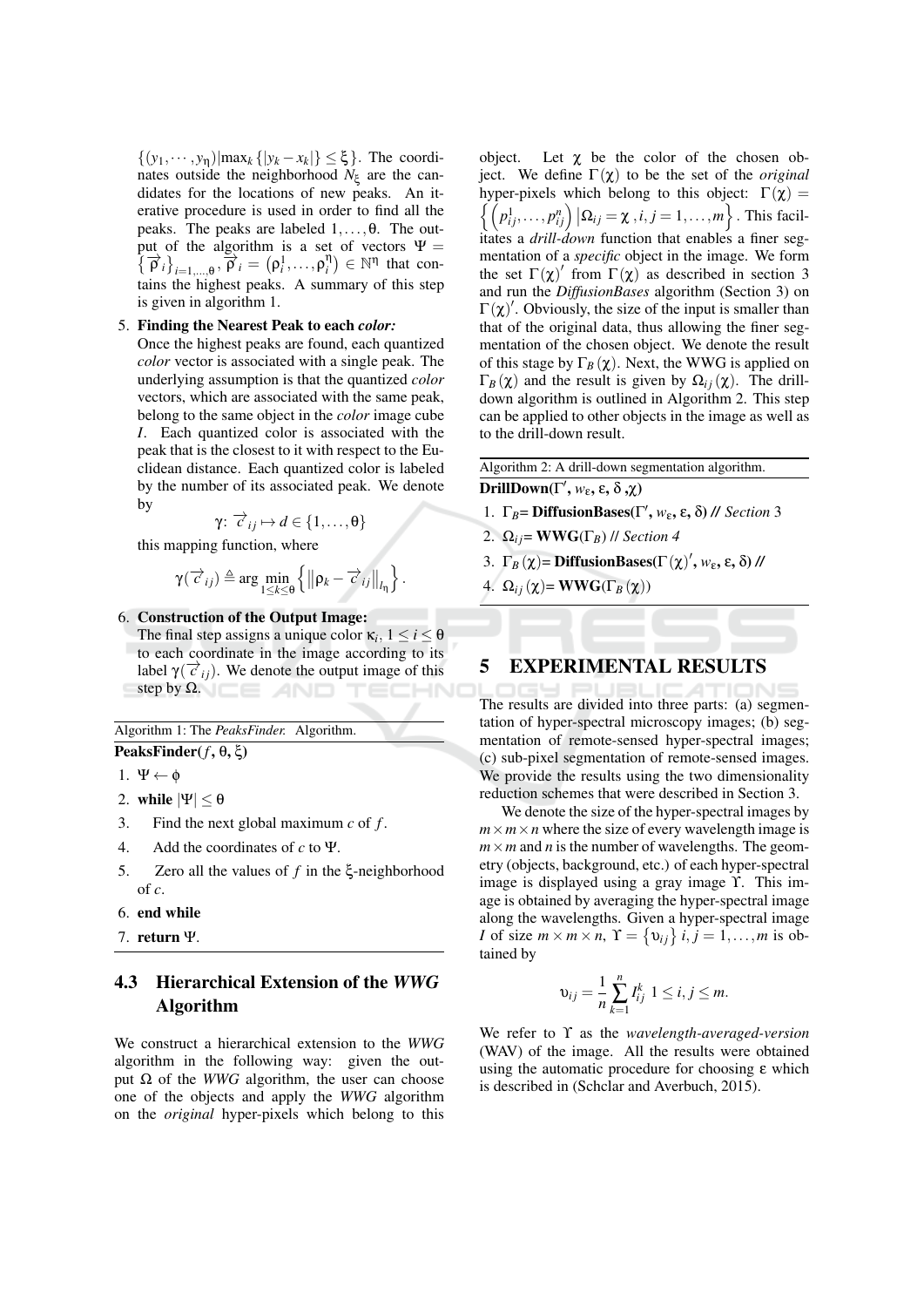$\{(y_1, \cdots, y_\eta) | \max_k \{|y_k - x_k|\} \leq \xi\}$. The coordinates outside the neighborhood $N_\xi$ are the candidates for the locations of new peaks. An iterative procedure is used in order to find all the peaks. The peaks are labeled $1, \ldots, \theta$. The output of the algorithm is a set of vectors $\Psi = \{\vec{\rho}_i\}_{i=1,\ldots,\theta}, \vec{\rho}_i = (\rho_i^1, \ldots, \rho_i^\eta) \in \mathbb{N}^\eta$ that contains the highest peaks. A summary of this step is given in algorithm 1.

5. **Finding the Nearest Peak to each *color:***
   Once the highest peaks are found, each quantized *color* vector is associated with a single peak. The underlying assumption is that the quantized *color* vectors, which are associated with the same peak, belong to the same object in the *color* image cube $I$. Each quantized color is associated with the peak that is the closest to it with respect to the Euclidean distance. Each quantized color is labeled by the number of its associated peak. We denote by

   $$\gamma: \vec{c}_{ij} \mapsto d \in \{1, \ldots, \theta\}$$

   this mapping function, where

   $$\gamma(\vec{c}_{ij}) \triangleq \arg \min_{1 \leq k \leq \theta} \left\{ \left\| \rho_k - \vec{c}_{ij} \right\|_{l_\eta} \right\}.$$

6. **Construction of the Output Image:**
   The final step assigns a unique color $\kappa_i$, $1 \leq i \leq \theta$ to each coordinate in the image according to its label $\gamma(\vec{c}_{ij})$. We denote the output image of this step by $\Omega$.

Algorithm 1: The *PeaksFinder*. Algorithm.

**PeaksFinder**($f$, $\theta$, $\xi$)

1. $\Psi \leftarrow \phi$
2. **while** $|\Psi| \leq \theta$
3. Find the next global maximum $c$ of $f$.
4. Add the coordinates of $c$ to $\Psi$.
5. Zero all the values of $f$ in the $\xi$-neighborhood of $c$.
6. **end while**
7. **return** $\Psi$.

### 4.3 Hierarchical Extension of the *WWG* Algorithm

We construct a hierarchical extension to the *WWG* algorithm in the following way: given the output $\Omega$ of the *WWG* algorithm, the user can choose one of the objects and apply the *WWG* algorithm on the *original* hyper-pixels which belong to this object. Let $\chi$ be the color of the chosen object. We define $\Gamma(\chi)$ to be the set of the *original* hyper-pixels which belong to this object: $\Gamma(\chi) = \left\{ \left( p_{ij}^1, \ldots, p_{ij}^n \right) \middle| \Omega_{ij} = \chi, i, j = 1, \ldots, m \right\}$. This facilitates a *drill-down* function that enables a finer segmentation of a *specific* object in the image. We form the set $\Gamma(\chi)'$ from $\Gamma(\chi)$ as described in section 3 and run the *DiffusionBases* algorithm (Section 3) on $\Gamma(\chi)'$. Obviously, the size of the input is smaller than that of the original data, thus allowing the finer segmentation of the chosen object. We denote the result of this stage by $\Gamma_B(\chi)$. Next, the WWG is applied on $\Gamma_B(\chi)$ and the result is given by $\Omega_{ij}(\chi)$. The drill-down algorithm is outlined in Algorithm 2. This step can be applied to other objects in the image as well as to the drill-down result.

Algorithm 2: A drill-down segmentation algorithm.

**DrillDown**($\Gamma'$, $w_\varepsilon$, $\varepsilon$, $\delta$, $\chi$)

1. $\Gamma_B$= **DiffusionBases**($\Gamma'$, $w_\varepsilon$, $\varepsilon$, $\delta$) // *Section* 3
2. $\Omega_{ij}$= **WWG**($\Gamma_B$) // *Section 4*
3. $\Gamma_B(\chi)$= **DiffusionBases**($\Gamma(\chi)'$, $w_\varepsilon$, $\varepsilon$, $\delta$) //
4. $\Omega_{ij}(\chi)$= **WWG**($\Gamma_B(\chi)$)

## 5 EXPERIMENTAL RESULTS

The results are divided into three parts: (a) segmentation of hyper-spectral microscopy images; (b) segmentation of remote-sensed hyper-spectral images; (c) sub-pixel segmentation of remote-sensed images. We provide the results using the two dimensionality reduction schemes that were described in Section 3.

We denote the size of the hyper-spectral images by $m \times m \times n$ where the size of every wavelength image is $m \times m$ and $n$ is the number of wavelengths. The geometry (objects, background, etc.) of each hyper-spectral image is displayed using a gray image $\Upsilon$. This image is obtained by averaging the hyper-spectral image along the wavelengths. Given a hyper-spectral image $I$ of size $m \times m \times n$, $\Upsilon = \{\upsilon_{ij}\}$ $i, j = 1, \ldots, m$ is obtained by

$$\upsilon_{ij} = \frac{1}{n} \sum_{k=1}^{n} I_{ij}^k \ \ 1 \leq i, j \leq m.$$

We refer to $\Upsilon$ as the *wavelength-averaged-version* (WAV) of the image. All the results were obtained using the automatic procedure for choosing $\varepsilon$ which is described in (Schclar and Averbuch, 2015).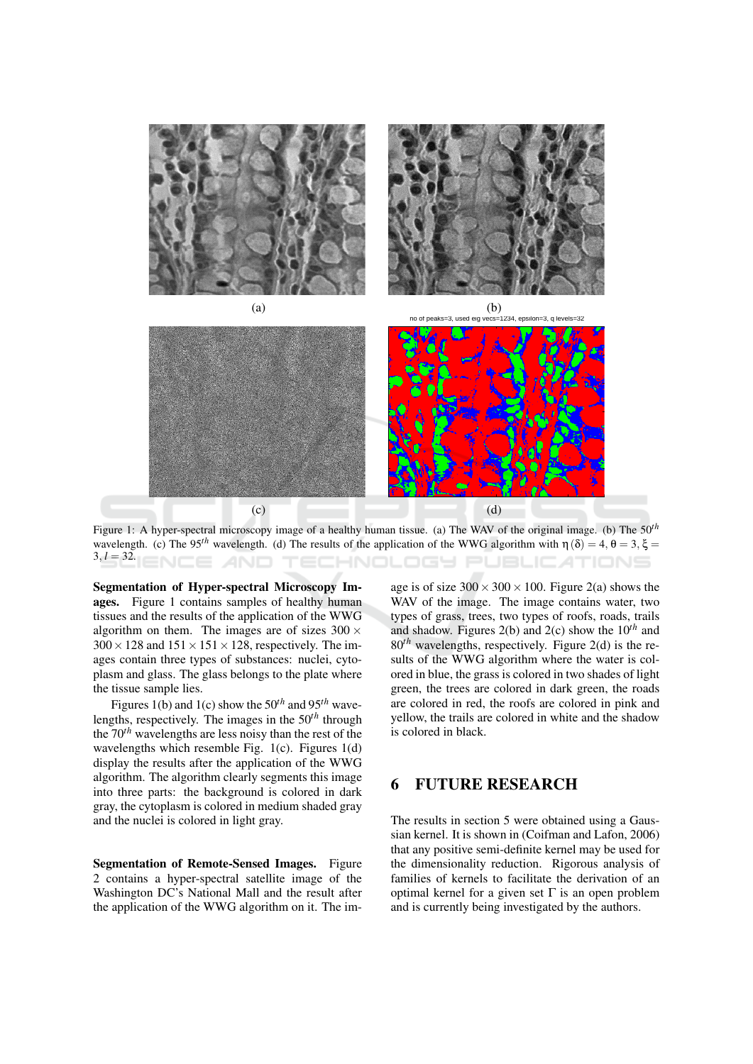(a)

(b)

no of peaks=3, used eig vecs=1234, epsilon=3, q levels=32

(c)

(d)

Figure 1: A hyper-spectral microscopy image of a healthy human tissue. (a) The WAV of the original image. (b) The $50^{th}$ wavelength. (c) The $95^{th}$ wavelength. (d) The results of the application of the WWG algorithm with $\eta(\delta) = 4$, $\theta = 3$, $\xi = 3$, $l = 32$.

**Segmentation of Hyper-spectral Microscopy Images.** Figure 1 contains samples of healthy human tissues and the results of the application of the WWG algorithm on them. The images are of sizes $300 \times 300 \times 128$ and $151 \times 151 \times 128$, respectively. The images contain three types of substances: nuclei, cytoplasm and glass. The glass belongs to the plate where the tissue sample lies.

Figures 1(b) and 1(c) show the $50^{th}$ and $95^{th}$ wavelengths, respectively. The images in the $50^{th}$ through the $70^{th}$ wavelengths are less noisy than the rest of the wavelengths which resemble Fig. 1(c). Figures 1(d) display the results after the application of the WWG algorithm. The algorithm clearly segments this image into three parts: the background is colored in dark gray, the cytoplasm is colored in medium shaded gray and the nuclei is colored in light gray.

**Segmentation of Remote-Sensed Images.** Figure 2 contains a hyper-spectral satellite image of the Washington DC's National Mall and the result after the application of the WWG algorithm on it. The image is of size $300 \times 300 \times 100$. Figure 2(a) shows the WAV of the image. The image contains water, two types of grass, trees, two types of roofs, roads, trails and shadow. Figures 2(b) and 2(c) show the $10^{th}$ and $80^{th}$ wavelengths, respectively. Figure 2(d) is the results of the WWG algorithm where the water is colored in blue, the grass is colored in two shades of light green, the trees are colored in dark green, the roads are colored in red, the roofs are colored in pink and yellow, the trails are colored in white and the shadow is colored in black.

## 6 FUTURE RESEARCH

The results in section 5 were obtained using a Gaussian kernel. It is shown in (Coifman and Lafon, 2006) that any positive semi-definite kernel may be used for the dimensionality reduction. Rigorous analysis of families of kernels to facilitate the derivation of an optimal kernel for a given set $\Gamma$ is an open problem and is currently being investigated by the authors.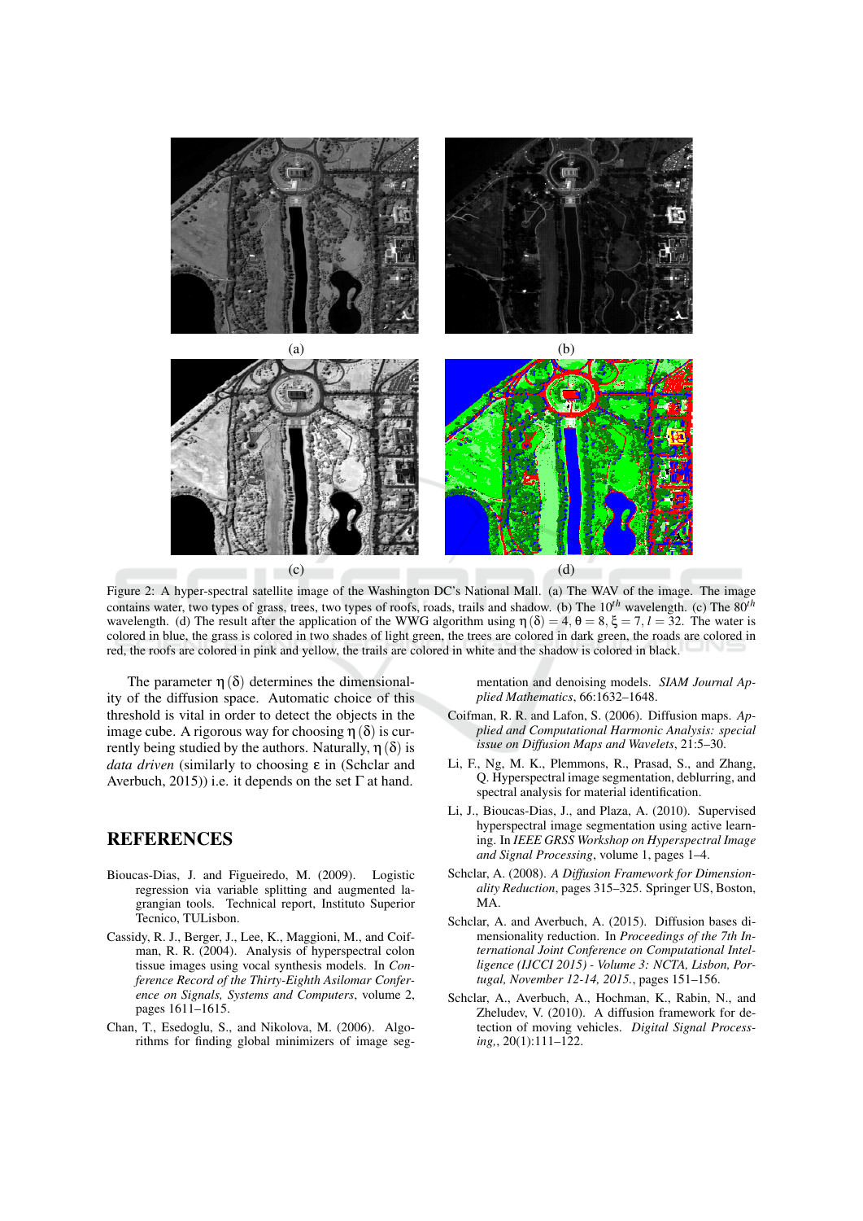(a)

(b)

(c)

(d)

Figure 2: A hyper-spectral satellite image of the Washington DC's National Mall. (a) The WAV of the image. The image contains water, two types of grass, trees, two types of roofs, roads, trails and shadow. (b) The $10^{th}$ wavelength. (c) The $80^{th}$ wavelength. (d) The result after the application of the WWG algorithm using $\eta(\delta) = 4, \theta = 8, \xi = 7, l = 32$. The water is colored in blue, the grass is colored in two shades of light green, the trees are colored in dark green, the roads are colored in red, the roofs are colored in pink and yellow, the trails are colored in white and the shadow is colored in black.

The parameter $\eta(\delta)$ determines the dimensionality of the diffusion space. Automatic choice of this threshold is vital in order to detect the objects in the image cube. A rigorous way for choosing $\eta(\delta)$ is currently being studied by the authors. Naturally, $\eta(\delta)$ is *data driven* (similarly to choosing $\varepsilon$ in (Schclar and Averbuch, 2015)) i.e. it depends on the set $\Gamma$ at hand.

## REFERENCES

Bioucas-Dias, J. and Figueiredo, M. (2009). Logistic regression via variable splitting and augmented lagrangian tools. Technical report, Instituto Superior Tecnico, TULisbon.

Cassidy, R. J., Berger, J., Lee, K., Maggioni, M., and Coifman, R. R. (2004). Analysis of hyperspectral colon tissue images using vocal synthesis models. In *Conference Record of the Thirty-Eighth Asilomar Conference on Signals, Systems and Computers*, volume 2, pages 1611–1615.

Chan, T., Esedoglu, S., and Nikolova, M. (2006). Algorithms for finding global minimizers of image segmentation and denoising models. *SIAM Journal Applied Mathematics*, 66:1632–1648.

Coifman, R. R. and Lafon, S. (2006). Diffusion maps. *Applied and Computational Harmonic Analysis: special issue on Diffusion Maps and Wavelets*, 21:5–30.

Li, F., Ng, M. K., Plemmons, R., Prasad, S., and Zhang, Q. Hyperspectral image segmentation, deblurring, and spectral analysis for material identification.

Li, J., Bioucas-Dias, J., and Plaza, A. (2010). Supervised hyperspectral image segmentation using active learning. In *IEEE GRSS Workshop on Hyperspectral Image and Signal Processing*, volume 1, pages 1–4.

Schclar, A. (2008). *A Diffusion Framework for Dimensionality Reduction*, pages 315–325. Springer US, Boston, MA.

Schclar, A. and Averbuch, A. (2015). Diffusion bases dimensionality reduction. In *Proceedings of the 7th International Joint Conference on Computational Intelligence (IJCCI 2015) - Volume 3: NCTA, Lisbon, Portugal, November 12-14, 2015.*, pages 151–156.

Schclar, A., Averbuch, A., Hochman, K., Rabin, N., and Zheludev, V. (2010). A diffusion framework for detection of moving vehicles. *Digital Signal Processing,*, 20(1):111–122.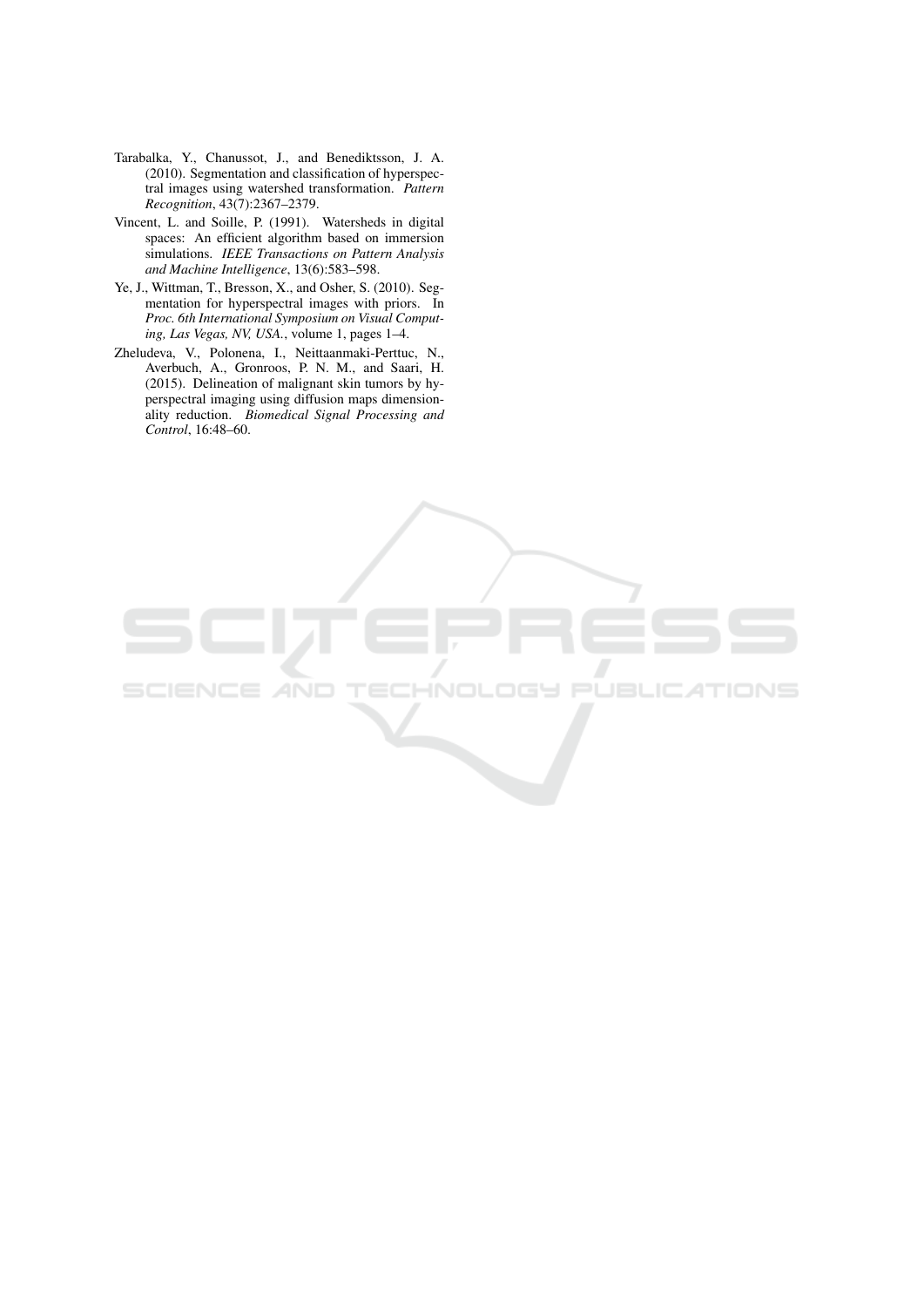Tarabalka, Y., Chanussot, J., and Benediktsson, J. A. (2010). Segmentation and classification of hyperspectral images using watershed transformation. *Pattern Recognition*, 43(7):2367–2379.

Vincent, L. and Soille, P. (1991). Watersheds in digital spaces: An efficient algorithm based on immersion simulations. *IEEE Transactions on Pattern Analysis and Machine Intelligence*, 13(6):583–598.

Ye, J., Wittman, T., Bresson, X., and Osher, S. (2010). Segmentation for hyperspectral images with priors. In *Proc. 6th International Symposium on Visual Computing, Las Vegas, NV, USA.*, volume 1, pages 1–4.

Zheludeva, V., Polonena, I., Neittaanmaki-Perttuc, N., Averbuch, A., Gronroos, P. N. M., and Saari, H. (2015). Delineation of malignant skin tumors by hyperspectral imaging using diffusion maps dimensionality reduction. *Biomedical Signal Processing and Control*, 16:48–60.